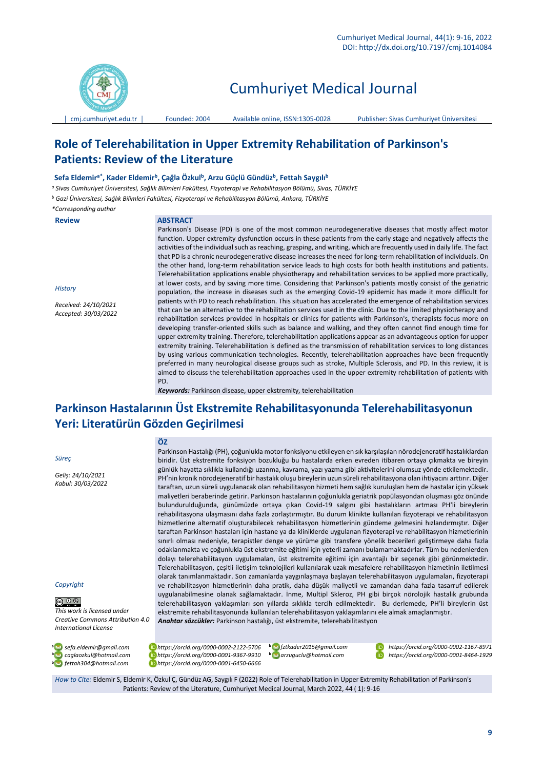# Role of Telerehabilitation in Upper Extremity Rehabilitation of Parkinson's Patients: Review of the Literature

**Sefa Eldemir[a*], Kader Eldemir[b], Çağla Özkul[b], Arzu Güçlü Gündüz[b], Fettah Saygılı[b]**

[a] *Sivas Cumhuriyet Üniversitesi, Sağlık Bilimleri Fakültesi, Fizyoterapi ve Rehabilitasyon Bölümü, Sivas, TÜRKİYE*

[b] *Gazi Üniversitesi, Sağlık Bilimleri Fakültesi, Fizyoterapi ve Rehabilitasyon Bölümü, Ankara, TÜRKİYE*

*\*Corresponding author*

**Review**

*History*

*Received: 24/10/2021*
*Accepted: 30/03/2022*

## ABSTRACT

Parkinson's Disease (PD) is one of the most common neurodegenerative diseases that mostly affect motor function. Upper extremity dysfunction occurs in these patients from the early stage and negatively affects the activities of the individual such as reaching, grasping, and writing, which are frequently used in daily life. The fact that PD is a chronic neurodegenerative disease increases the need for long-term rehabilitation of individuals. On the other hand, long-term rehabilitation service leads to high costs for both health institutions and patients. Telerehabilitation applications enable physiotherapy and rehabilitation services to be applied more practically, at lower costs, and by saving more time. Considering that Parkinson's patients mostly consist of the geriatric population, the increase in diseases such as the emerging Covid-19 epidemic has made it more difficult for patients with PD to reach rehabilitation. This situation has accelerated the emergence of rehabilitation services that can be an alternative to the rehabilitation services used in the clinic. Due to the limited physiotherapy and rehabilitation services provided in hospitals or clinics for patients with Parkinson's, therapists focus more on developing transfer-oriented skills such as balance and walking, and they often cannot find enough time for upper extremity training. Therefore, telerehabilitation applications appear as an advantageous option for upper extremity training. Telerehabilitation is defined as the transmission of rehabilitation services to long distances by using various communication technologies. Recently, telerehabilitation approaches have been frequently preferred in many neurological disease groups such as stroke, Multiple Sclerosis, and PD. In this review, it is aimed to discuss the telerehabilitation approaches used in the upper extremity rehabilitation of patients with PD.

***Keywords:*** Parkinson disease, upper ekstremity, telerehabilitation

# Parkinson Hastalarının Üst Ekstremite Rehabilitasyonunda Telerehabilitasyonun Yeri: Literatürün Gözden Geçirilmesi

*Süreç*

*Geliş: 24/10/2021*
*Kabul: 30/03/2022*

## ÖZ

Parkinson Hastalığı (PH), çoğunlukla motor fonksiyonu etkileyen en sık karşılaşılan nörodejeneratif hastalıklardan biridir. Üst ekstremite fonksiyon bozukluğu bu hastalarda erken evreden itibaren ortaya çıkmakta ve bireyin günlük hayatta sıklıkla kullandığı uzanma, kavrama, yazı yazma gibi aktivitelerini olumsuz yönde etkilemektedir. PH'nin kronik nörodejeneratif bir hastalık oluşu bireylerin uzun süreli rehabilitasyona olan ihtiyacını arttırır. Diğer taraftan, uzun süreli uygulanacak olan rehabilitasyon hizmeti hem sağlık kuruluşları hem de hastalar için yüksek maliyetleri beraberinde getirir. Parkinson hastalarının çoğunlukla geriatrik popülasyondan oluşması göz önünde bulundurulduğunda, günümüzde ortaya çıkan Covid-19 salgını gibi hastalıkların artması PH'li bireylerin rehabilitasyona ulaşmasını daha fazla zorlaştırmıştır. Bu durum klinikte kullanılan fizyoterapi ve rehabilitasyon hizmetlerine alternatif oluşturabilecek rehabilitasyon hizmetlerinin gündeme gelmesini hızlandırmıştır. Diğer taraftan Parkinson hastaları için hastane ya da kliniklerde uygulanan fizyoterapi ve rehabilitasyon hizmetlerinin sınırlı olması nedeniyle, terapistler denge ve yürüme gibi transfere yönelik becerileri geliştirmeye daha fazla odaklanmakta ve çoğunlukla üst ekstremite eğitimi için yeterli zamanı bulamamaktadırlar. Tüm bu nedenlerden dolayı telerehabilitasyon uygulamaları, üst ekstremite eğitimi için avantajlı bir seçenek gibi görünmektedir. Telerehabilitasyon, çeşitli iletişim teknolojileri kullanılarak uzak mesafelere rehabilitasyon hizmetinin iletilmesi olarak tanımlanmaktadır. Son zamanlarda yaygınlaşmaya başlayan telerehabilitasyon uygulamaları, fizyoterapi ve rehabilitasyon hizmetlerinin daha pratik, daha düşük maliyetli ve zamandan daha fazla tasarruf edilerek uygulanabilmesine olanak sağlamaktadır. İnme, Multipl Skleroz, PH gibi birçok nörolojik hastalık grubunda telerehabilitasyon yaklaşımları son yıllarda sıklıkla tercih edilmektedir. Bu derlemede, PH'li bireylerin üst ekstremite rehabilitasyonunda kullanılan telerehabilitasyon yaklaşımlarını ele almak amaçlanmıştır.

***Anahtar sözcükler:*** Parkinson hastalığı, üst ekstremite, telerehabilitasyon

*Copyright*

*This work is licensed under Creative Commons Attribution 4.0 International License*

[a] sefa.eldemir@gmail.com https://orcid.org/0000-0002-2122-5706
[b] fztkader2015@gmail.com https://orcid.org/0000-0002-1167-8971
[b] caglaozkul@hotmail.com https://orcid.org/0000-0001-9367-9910
[b] arzuguclu@hotmail.com https://orcid.org/0000-0001-8464-1929
[b] fettah304@hotmail.com https://orcid.org/0000-0001-6450-6666

*How to Cite:* Eldemir S, Eldemir K, Özkul Ç, Gündüz AG, Saygılı F (2022) Role of Telerehabilitation in Upper Extremity Rehabilitation of Parkinson's Patients: Review of the Literature, Cumhuriyet Medical Journal, March 2022, 44 ( 1): 9-16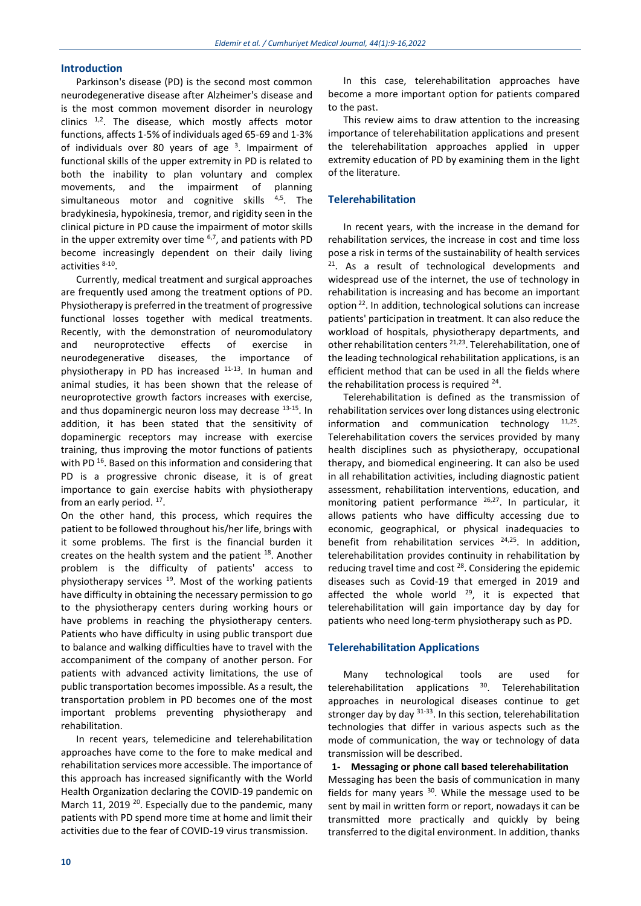## Introduction

Parkinson's disease (PD) is the second most common neurodegenerative disease after Alzheimer's disease and is the most common movement disorder in neurology clinics [1,2]. The disease, which mostly affects motor functions, affects 1-5% of individuals aged 65-69 and 1-3% of individuals over 80 years of age [3]. Impairment of functional skills of the upper extremity in PD is related to both the inability to plan voluntary and complex movements, and the impairment of planning simultaneous motor and cognitive skills [4,5]. The bradykinesia, hypokinesia, tremor, and rigidity seen in the clinical picture in PD cause the impairment of motor skills in the upper extremity over time [6,7], and patients with PD become increasingly dependent on their daily living activities [8-10].

Currently, medical treatment and surgical approaches are frequently used among the treatment options of PD. Physiotherapy is preferred in the treatment of progressive functional losses together with medical treatments. Recently, with the demonstration of neuromodulatory and neuroprotective effects of exercise in neurodegenerative diseases, the importance of physiotherapy in PD has increased [11-13]. In human and animal studies, it has been shown that the release of neuroprotective growth factors increases with exercise, and thus dopaminergic neuron loss may decrease [13-15]. In addition, it has been stated that the sensitivity of dopaminergic receptors may increase with exercise training, thus improving the motor functions of patients with PD [16]. Based on this information and considering that PD is a progressive chronic disease, it is of great importance to gain exercise habits with physiotherapy from an early period. [17].

On the other hand, this process, which requires the patient to be followed throughout his/her life, brings with it some problems. The first is the financial burden it creates on the health system and the patient [18]. Another problem is the difficulty of patients' access to physiotherapy services [19]. Most of the working patients have difficulty in obtaining the necessary permission to go to the physiotherapy centers during working hours or have problems in reaching the physiotherapy centers. Patients who have difficulty in using public transport due to balance and walking difficulties have to travel with the accompaniment of the company of another person. For patients with advanced activity limitations, the use of public transportation becomes impossible. As a result, the transportation problem in PD becomes one of the most important problems preventing physiotherapy and rehabilitation.

In recent years, telemedicine and telerehabilitation approaches have come to the fore to make medical and rehabilitation services more accessible. The importance of this approach has increased significantly with the World Health Organization declaring the COVID-19 pandemic on March 11, 2019 [20]. Especially due to the pandemic, many patients with PD spend more time at home and limit their activities due to the fear of COVID-19 virus transmission.

In this case, telerehabilitation approaches have become a more important option for patients compared to the past.

This review aims to draw attention to the increasing importance of telerehabilitation applications and present the telerehabilitation approaches applied in upper extremity education of PD by examining them in the light of the literature.

## Telerehabilitation

In recent years, with the increase in the demand for rehabilitation services, the increase in cost and time loss pose a risk in terms of the sustainability of health services [21]. As a result of technological developments and widespread use of the internet, the use of technology in rehabilitation is increasing and has become an important option [22]. In addition, technological solutions can increase patients' participation in treatment. It can also reduce the workload of hospitals, physiotherapy departments, and other rehabilitation centers [21,23]. Telerehabilitation, one of the leading technological rehabilitation applications, is an efficient method that can be used in all the fields where the rehabilitation process is required [24].

Telerehabilitation is defined as the transmission of rehabilitation services over long distances using electronic information and communication technology [11,25]. Telerehabilitation covers the services provided by many health disciplines such as physiotherapy, occupational therapy, and biomedical engineering. It can also be used in all rehabilitation activities, including diagnostic patient assessment, rehabilitation interventions, education, and monitoring patient performance [26,27]. In particular, it allows patients who have difficulty accessing due to economic, geographical, or physical inadequacies to benefit from rehabilitation services [24,25]. In addition, telerehabilitation provides continuity in rehabilitation by reducing travel time and cost [28]. Considering the epidemic diseases such as Covid-19 that emerged in 2019 and affected the whole world [29], it is expected that telerehabilitation will gain importance day by day for patients who need long-term physiotherapy such as PD.

## Telerehabilitation Applications

Many technological tools are used for telerehabilitation applications [30]. Telerehabilitation approaches in neurological diseases continue to get stronger day by day [31-33]. In this section, telerehabilitation technologies that differ in various aspects such as the mode of communication, the way or technology of data transmission will be described.

### 1- Messaging or phone call based telerehabilitation

Messaging has been the basis of communication in many fields for many years [30]. While the message used to be sent by mail in written form or report, nowadays it can be transmitted more practically and quickly by being transferred to the digital environment. In addition, thanks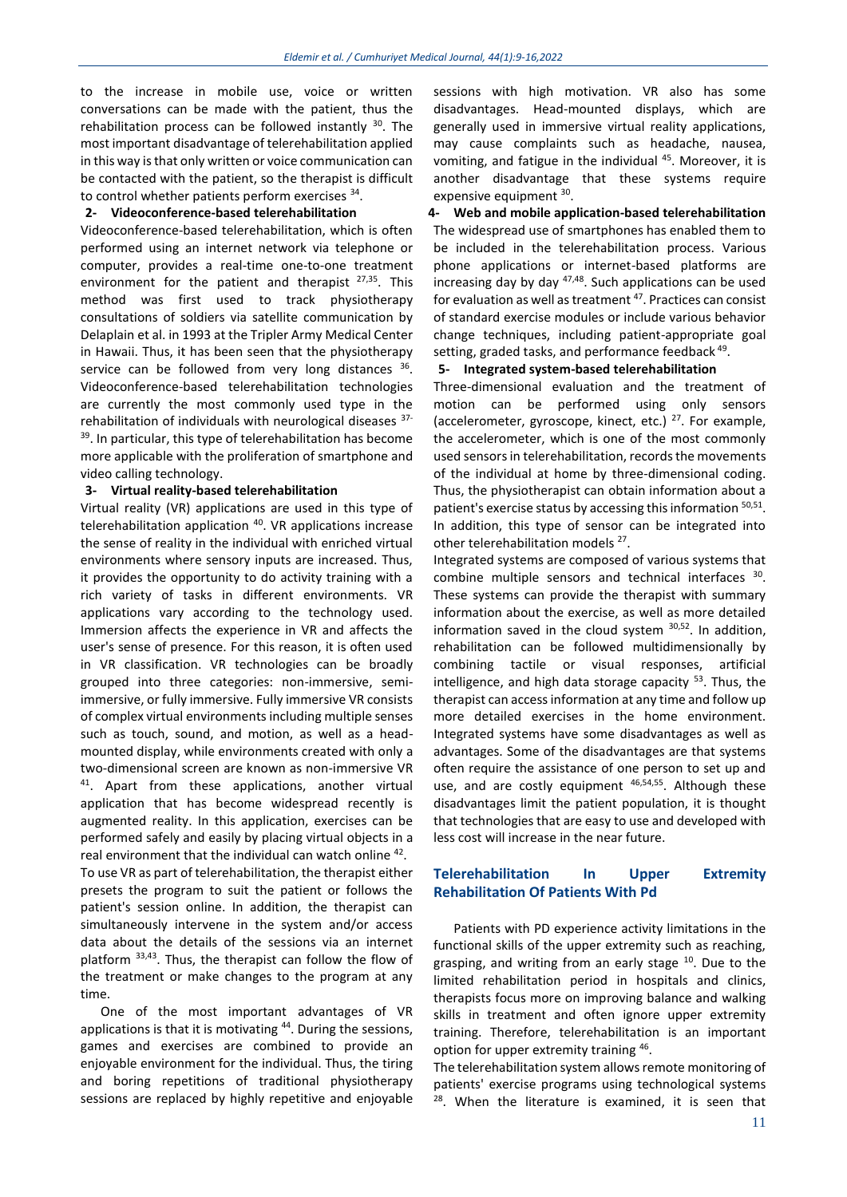to the increase in mobile use, voice or written conversations can be made with the patient, thus the rehabilitation process can be followed instantly [30]. The most important disadvantage of telerehabilitation applied in this way is that only written or voice communication can be contacted with the patient, so the therapist is difficult to control whether patients perform exercises [34].

**2- Videoconference-based telerehabilitation**

Videoconference-based telerehabilitation, which is often performed using an internet network via telephone or computer, provides a real-time one-to-one treatment environment for the patient and therapist [27,35]. This method was first used to track physiotherapy consultations of soldiers via satellite communication by Delaplain et al. in 1993 at the Tripler Army Medical Center in Hawaii. Thus, it has been seen that the physiotherapy service can be followed from very long distances [36]. Videoconference-based telerehabilitation technologies are currently the most commonly used type in the rehabilitation of individuals with neurological diseases [37-39]. In particular, this type of telerehabilitation has become more applicable with the proliferation of smartphone and video calling technology.

**3- Virtual reality-based telerehabilitation**

Virtual reality (VR) applications are used in this type of telerehabilitation application [40]. VR applications increase the sense of reality in the individual with enriched virtual environments where sensory inputs are increased. Thus, it provides the opportunity to do activity training with a rich variety of tasks in different environments. VR applications vary according to the technology used. Immersion affects the experience in VR and affects the user's sense of presence. For this reason, it is often used in VR classification. VR technologies can be broadly grouped into three categories: non-immersive, semi-immersive, or fully immersive. Fully immersive VR consists of complex virtual environments including multiple senses such as touch, sound, and motion, as well as a head-mounted display, while environments created with only a two-dimensional screen are known as non-immersive VR [41]. Apart from these applications, another virtual application that has become widespread recently is augmented reality. In this application, exercises can be performed safely and easily by placing virtual objects in a real environment that the individual can watch online [42].

To use VR as part of telerehabilitation, the therapist either presets the program to suit the patient or follows the patient's session online. In addition, the therapist can simultaneously intervene in the system and/or access data about the details of the sessions via an internet platform [33,43]. Thus, the therapist can follow the flow of the treatment or make changes to the program at any time.

One of the most important advantages of VR applications is that it is motivating [44]. During the sessions, games and exercises are combined to provide an enjoyable environment for the individual. Thus, the tiring and boring repetitions of traditional physiotherapy sessions are replaced by highly repetitive and enjoyable sessions with high motivation. VR also has some disadvantages. Head-mounted displays, which are generally used in immersive virtual reality applications, may cause complaints such as headache, nausea, vomiting, and fatigue in the individual [45]. Moreover, it is another disadvantage that these systems require expensive equipment [30].

**4- Web and mobile application-based telerehabilitation**

The widespread use of smartphones has enabled them to be included in the telerehabilitation process. Various phone applications or internet-based platforms are increasing day by day [47,48]. Such applications can be used for evaluation as well as treatment [47]. Practices can consist of standard exercise modules or include various behavior change techniques, including patient-appropriate goal setting, graded tasks, and performance feedback [49].

**5- Integrated system-based telerehabilitation**

Three-dimensional evaluation and the treatment of motion can be performed using only sensors (accelerometer, gyroscope, kinect, etc.) [27]. For example, the accelerometer, which is one of the most commonly used sensors in telerehabilitation, records the movements of the individual at home by three-dimensional coding. Thus, the physiotherapist can obtain information about a patient's exercise status by accessing this information [50,51]. In addition, this type of sensor can be integrated into other telerehabilitation models [27].

Integrated systems are composed of various systems that combine multiple sensors and technical interfaces [30]. These systems can provide the therapist with summary information about the exercise, as well as more detailed information saved in the cloud system [30,52]. In addition, rehabilitation can be followed multidimensionally by combining tactile or visual responses, artificial intelligence, and high data storage capacity [53]. Thus, the therapist can access information at any time and follow up more detailed exercises in the home environment. Integrated systems have some disadvantages as well as advantages. Some of the disadvantages are that systems often require the assistance of one person to set up and use, and are costly equipment [46,54,55]. Although these disadvantages limit the patient population, it is thought that technologies that are easy to use and developed with less cost will increase in the near future.

## Telerehabilitation In Upper Extremity Rehabilitation Of Patients With Pd

Patients with PD experience activity limitations in the functional skills of the upper extremity such as reaching, grasping, and writing from an early stage [10]. Due to the limited rehabilitation period in hospitals and clinics, therapists focus more on improving balance and walking skills in treatment and often ignore upper extremity training. Therefore, telerehabilitation is an important option for upper extremity training [46].

The telerehabilitation system allows remote monitoring of patients' exercise programs using technological systems [28]. When the literature is examined, it is seen that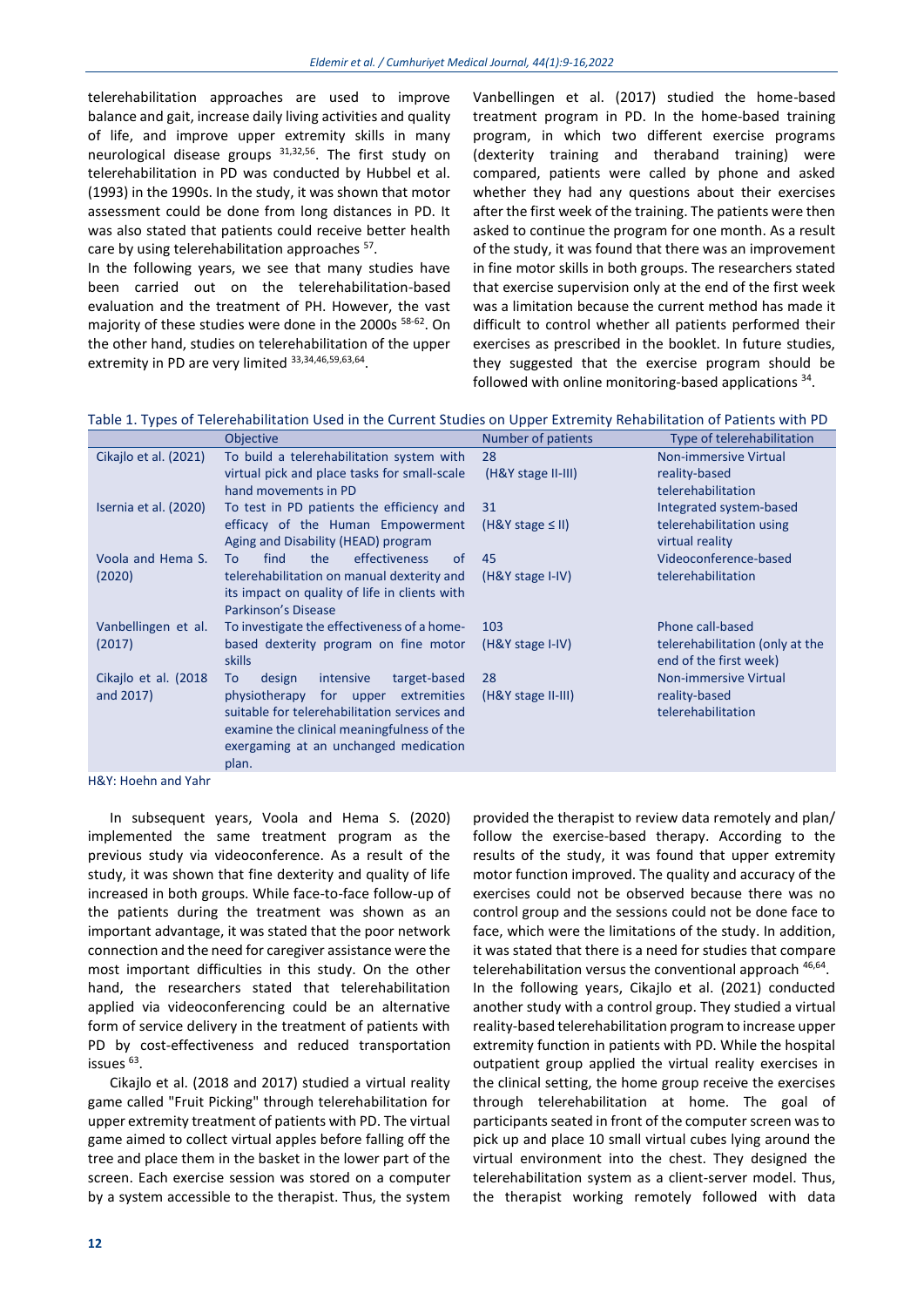telerehabilitation approaches are used to improve balance and gait, increase daily living activities and quality of life, and improve upper extremity skills in many neurological disease groups [31,32,56]. The first study on telerehabilitation in PD was conducted by Hubbel et al. (1993) in the 1990s. In the study, it was shown that motor assessment could be done from long distances in PD. It was also stated that patients could receive better health care by using telerehabilitation approaches [57].

In the following years, we see that many studies have been carried out on the telerehabilitation-based evaluation and the treatment of PH. However, the vast majority of these studies were done in the 2000s [58-62]. On the other hand, studies on telerehabilitation of the upper extremity in PD are very limited [33,34,46,59,63,64].

Vanbellingen et al. (2017) studied the home-based treatment program in PD. In the home-based training program, in which two different exercise programs (dexterity training and theraband training) were compared, patients were called by phone and asked whether they had any questions about their exercises after the first week of the training. The patients were then asked to continue the program for one month. As a result of the study, it was found that there was an improvement in fine motor skills in both groups. The researchers stated that exercise supervision only at the end of the first week was a limitation because the current method has made it difficult to control whether all patients performed their exercises as prescribed in the booklet. In future studies, they suggested that the exercise program should be followed with online monitoring-based applications [34].

Table 1. Types of Telerehabilitation Used in the Current Studies on Upper Extremity Rehabilitation of Patients with PD

| | Objective | Number of patients | Type of telerehabilitation |
|---|---|---|---|
| Cikajlo et al. (2021) | To build a telerehabilitation system with virtual pick and place tasks for small-scale hand movements in PD | 28 (H&Y stage II-III) | Non-immersive Virtual reality-based telerehabilitation |
| Isernia et al. (2020) | To test in PD patients the efficiency and efficacy of the Human Empowerment Aging and Disability (HEAD) program | 31 (H&Y stage ≤ II) | Integrated system-based telerehabilitation using virtual reality |
| Voola and Hema S. (2020) | To find the effectiveness of telerehabilitation on manual dexterity and its impact on quality of life in clients with Parkinson's Disease | 45 (H&Y stage I-IV) | Videoconference-based telerehabilitation |
| Vanbellingen et al. (2017) | To investigate the effectiveness of a home-based dexterity program on fine motor skills | 103 (H&Y stage I-IV) | Phone call-based telerehabilitation (only at the end of the first week) |
| Cikajlo et al. (2018 and 2017) | To design intensive target-based physiotherapy for upper extremities suitable for telerehabilitation services and examine the clinical meaningfulness of the exergaming at an unchanged medication plan. | 28 (H&Y stage II-III) | Non-immersive Virtual reality-based telerehabilitation |

H&Y: Hoehn and Yahr

In subsequent years, Voola and Hema S. (2020) implemented the same treatment program as the previous study via videoconference. As a result of the study, it was shown that fine dexterity and quality of life increased in both groups. While face-to-face follow-up of the patients during the treatment was shown as an important advantage, it was stated that the poor network connection and the need for caregiver assistance were the most important difficulties in this study. On the other hand, the researchers stated that telerehabilitation applied via videoconferencing could be an alternative form of service delivery in the treatment of patients with PD by cost-effectiveness and reduced transportation issues [63].

Cikajlo et al. (2018 and 2017) studied a virtual reality game called "Fruit Picking" through telerehabilitation for upper extremity treatment of patients with PD. The virtual game aimed to collect virtual apples before falling off the tree and place them in the basket in the lower part of the screen. Each exercise session was stored on a computer by a system accessible to the therapist. Thus, the system provided the therapist to review data remotely and plan/follow the exercise-based therapy. According to the results of the study, it was found that upper extremity motor function improved. The quality and accuracy of the exercises could not be observed because there was no control group and the sessions could not be done face to face, which were the limitations of the study. In addition, it was stated that there is a need for studies that compare telerehabilitation versus the conventional approach [46,64].

In the following years, Cikajlo et al. (2021) conducted another study with a control group. They studied a virtual reality-based telerehabilitation program to increase upper extremity function in patients with PD. While the hospital outpatient group applied the virtual reality exercises in the clinical setting, the home group receive the exercises through telerehabilitation at home. The goal of participants seated in front of the computer screen was to pick up and place 10 small virtual cubes lying around the virtual environment into the chest. They designed the telerehabilitation system as a client-server model. Thus, the therapist working remotely followed with data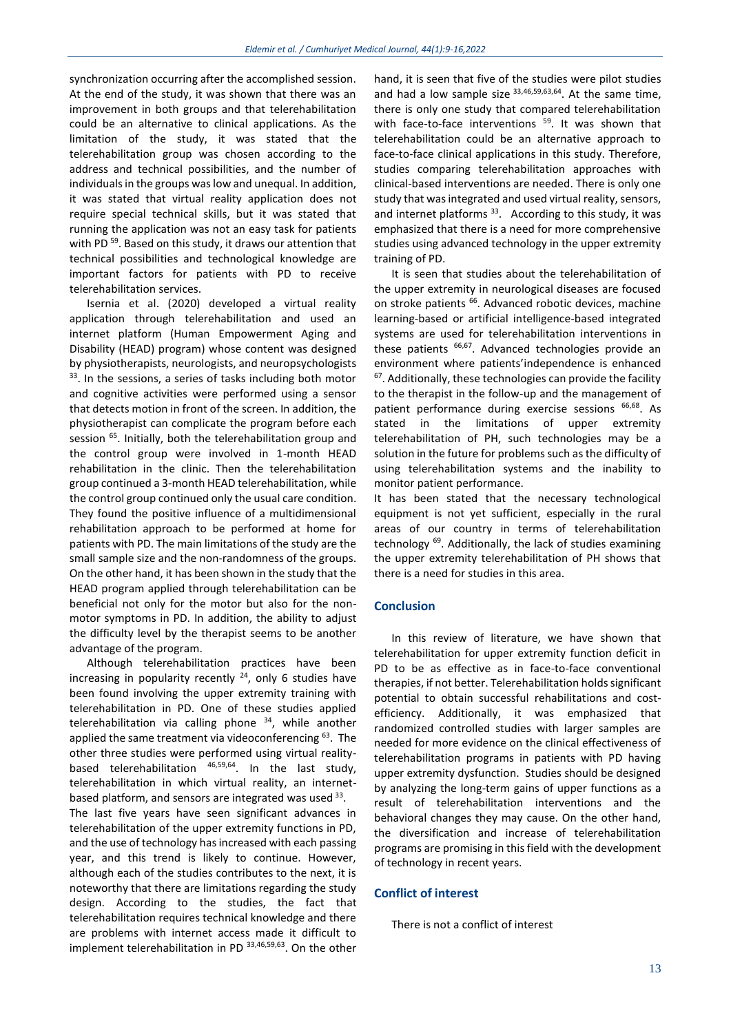synchronization occurring after the accomplished session. At the end of the study, it was shown that there was an improvement in both groups and that telerehabilitation could be an alternative to clinical applications. As the limitation of the study, it was stated that the telerehabilitation group was chosen according to the address and technical possibilities, and the number of individuals in the groups was low and unequal. In addition, it was stated that virtual reality application does not require special technical skills, but it was stated that running the application was not an easy task for patients with PD [59]. Based on this study, it draws our attention that technical possibilities and technological knowledge are important factors for patients with PD to receive telerehabilitation services.

Isernia et al. (2020) developed a virtual reality application through telerehabilitation and used an internet platform (Human Empowerment Aging and Disability (HEAD) program) whose content was designed by physiotherapists, neurologists, and neuropsychologists [33]. In the sessions, a series of tasks including both motor and cognitive activities were performed using a sensor that detects motion in front of the screen. In addition, the physiotherapist can complicate the program before each session [65]. Initially, both the telerehabilitation group and the control group were involved in 1-month HEAD rehabilitation in the clinic. Then the telerehabilitation group continued a 3-month HEAD telerehabilitation, while the control group continued only the usual care condition. They found the positive influence of a multidimensional rehabilitation approach to be performed at home for patients with PD. The main limitations of the study are the small sample size and the non-randomness of the groups. On the other hand, it has been shown in the study that the HEAD program applied through telerehabilitation can be beneficial not only for the motor but also for the non-motor symptoms in PD. In addition, the ability to adjust the difficulty level by the therapist seems to be another advantage of the program.

Although telerehabilitation practices have been increasing in popularity recently [24], only 6 studies have been found involving the upper extremity training with telerehabilitation in PD. One of these studies applied telerehabilitation via calling phone [34], while another applied the same treatment via videoconferencing [63]. The other three studies were performed using virtual reality-based telerehabilitation [46,59,64]. In the last study, telerehabilitation in which virtual reality, an internet-based platform, and sensors are integrated was used [33].

The last five years have seen significant advances in telerehabilitation of the upper extremity functions in PD, and the use of technology has increased with each passing year, and this trend is likely to continue. However, although each of the studies contributes to the next, it is noteworthy that there are limitations regarding the study design. According to the studies, the fact that telerehabilitation requires technical knowledge and there are problems with internet access made it difficult to implement telerehabilitation in PD [33,46,59,63]. On the other hand, it is seen that five of the studies were pilot studies and had a low sample size [33,46,59,63,64]. At the same time, there is only one study that compared telerehabilitation with face-to-face interventions [59]. It was shown that telerehabilitation could be an alternative approach to face-to-face clinical applications in this study. Therefore, studies comparing telerehabilitation approaches with clinical-based interventions are needed. There is only one study that was integrated and used virtual reality, sensors, and internet platforms [33]. According to this study, it was emphasized that there is a need for more comprehensive studies using advanced technology in the upper extremity training of PD.

It is seen that studies about the telerehabilitation of the upper extremity in neurological diseases are focused on stroke patients [66]. Advanced robotic devices, machine learning-based or artificial intelligence-based integrated systems are used for telerehabilitation interventions in these patients [66,67]. Advanced technologies provide an environment where patients'independence is enhanced [67]. Additionally, these technologies can provide the facility to the therapist in the follow-up and the management of patient performance during exercise sessions [66,68]. As stated in the limitations of upper extremity telerehabilitation of PH, such technologies may be a solution in the future for problems such as the difficulty of using telerehabilitation systems and the inability to monitor patient performance.

It has been stated that the necessary technological equipment is not yet sufficient, especially in the rural areas of our country in terms of telerehabilitation technology [69]. Additionally, the lack of studies examining the upper extremity telerehabilitation of PH shows that there is a need for studies in this area.

## Conclusion

In this review of literature, we have shown that telerehabilitation for upper extremity function deficit in PD to be as effective as in face-to-face conventional therapies, if not better. Telerehabilitation holds significant potential to obtain successful rehabilitations and cost-efficiency. Additionally, it was emphasized that randomized controlled studies with larger samples are needed for more evidence on the clinical effectiveness of telerehabilitation programs in patients with PD having upper extremity dysfunction. Studies should be designed by analyzing the long-term gains of upper functions as a result of telerehabilitation interventions and the behavioral changes they may cause. On the other hand, the diversification and increase of telerehabilitation programs are promising in this field with the development of technology in recent years.

## Conflict of interest

There is not a conflict of interest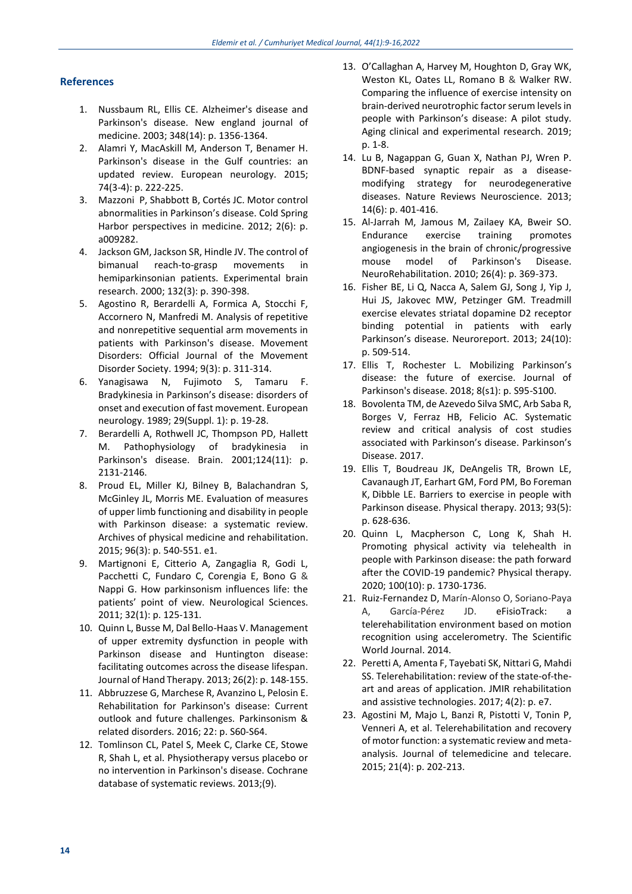## References

1. Nussbaum RL, Ellis CE. Alzheimer's disease and Parkinson's disease. New england journal of medicine. 2003; 348(14): p. 1356-1364.
2. Alamri Y, MacAskill M, Anderson T, Benamer H. Parkinson's disease in the Gulf countries: an updated review. European neurology. 2015; 74(3-4): p. 222-225.
3. Mazzoni P, Shabbott B, Cortés JC. Motor control abnormalities in Parkinson's disease. Cold Spring Harbor perspectives in medicine. 2012; 2(6): p. a009282.
4. Jackson GM, Jackson SR, Hindle JV. The control of bimanual reach-to-grasp movements in hemiparkinsonian patients. Experimental brain research. 2000; 132(3): p. 390-398.
5. Agostino R, Berardelli A, Formica A, Stocchi F, Accornero N, Manfredi M. Analysis of repetitive and nonrepetitive sequential arm movements in patients with Parkinson's disease. Movement Disorders: Official Journal of the Movement Disorder Society. 1994; 9(3): p. 311-314.
6. Yanagisawa N, Fujimoto S, Tamaru F. Bradykinesia in Parkinson's disease: disorders of onset and execution of fast movement. European neurology. 1989; 29(Suppl. 1): p. 19-28.
7. Berardelli A, Rothwell JC, Thompson PD, Hallett M. Pathophysiology of bradykinesia in Parkinson's disease. Brain. 2001;124(11): p. 2131-2146.
8. Proud EL, Miller KJ, Bilney B, Balachandran S, McGinley JL, Morris ME. Evaluation of measures of upper limb functioning and disability in people with Parkinson disease: a systematic review. Archives of physical medicine and rehabilitation. 2015; 96(3): p. 540-551. e1.
9. Martignoni E, Citterio A, Zangaglia R, Godi L, Pacchetti C, Fundaro C, Corengia E, Bono G & Nappi G. How parkinsonism influences life: the patients' point of view. Neurological Sciences. 2011; 32(1): p. 125-131.
10. Quinn L, Busse M, Dal Bello-Haas V. Management of upper extremity dysfunction in people with Parkinson disease and Huntington disease: facilitating outcomes across the disease lifespan. Journal of Hand Therapy. 2013; 26(2): p. 148-155.
11. Abbruzzese G, Marchese R, Avanzino L, Pelosin E. Rehabilitation for Parkinson's disease: Current outlook and future challenges. Parkinsonism & related disorders. 2016; 22: p. S60-S64.
12. Tomlinson CL, Patel S, Meek C, Clarke CE, Stowe R, Shah L, et al. Physiotherapy versus placebo or no intervention in Parkinson's disease. Cochrane database of systematic reviews. 2013;(9).
13. O'Callaghan A, Harvey M, Houghton D, Gray WK, Weston KL, Oates LL, Romano B & Walker RW. Comparing the influence of exercise intensity on brain-derived neurotrophic factor serum levels in people with Parkinson's disease: A pilot study. Aging clinical and experimental research. 2019; p. 1-8.
14. Lu B, Nagappan G, Guan X, Nathan PJ, Wren P. BDNF-based synaptic repair as a disease-modifying strategy for neurodegenerative diseases. Nature Reviews Neuroscience. 2013; 14(6): p. 401-416.
15. Al-Jarrah M, Jamous M, Zailaey KA, Bweir SO. Endurance exercise training promotes angiogenesis in the brain of chronic/progressive mouse model of Parkinson's Disease. NeuroRehabilitation. 2010; 26(4): p. 369-373.
16. Fisher BE, Li Q, Nacca A, Salem GJ, Song J, Yip J, Hui JS, Jakovec MW, Petzinger GM. Treadmill exercise elevates striatal dopamine D2 receptor binding potential in patients with early Parkinson's disease. Neuroreport. 2013; 24(10): p. 509-514.
17. Ellis T, Rochester L. Mobilizing Parkinson's disease: the future of exercise. Journal of Parkinson's disease. 2018; 8(s1): p. S95-S100.
18. Bovolenta TM, de Azevedo Silva SMC, Arb Saba R, Borges V, Ferraz HB, Felicio AC. Systematic review and critical analysis of cost studies associated with Parkinson's disease. Parkinson's Disease. 2017.
19. Ellis T, Boudreau JK, DeAngelis TR, Brown LE, Cavanaugh JT, Earhart GM, Ford PM, Bo Foreman K, Dibble LE. Barriers to exercise in people with Parkinson disease. Physical therapy. 2013; 93(5): p. 628-636.
20. Quinn L, Macpherson C, Long K, Shah H. Promoting physical activity via telehealth in people with Parkinson disease: the path forward after the COVID-19 pandemic? Physical therapy. 2020; 100(10): p. 1730-1736.
21. Ruiz-Fernandez D, Marín-Alonso O, Soriano-Paya A, García-Pérez JD. eFisioTrack: a telerehabilitation environment based on motion recognition using accelerometry. The Scientific World Journal. 2014.
22. Peretti A, Amenta F, Tayebati SK, Nittari G, Mahdi SS. Telerehabilitation: review of the state-of-the-art and areas of application. JMIR rehabilitation and assistive technologies. 2017; 4(2): p. e7.
23. Agostini M, Majo L, Banzi R, Pistotti V, Tonin P, Venneri A, et al. Telerehabilitation and recovery of motor function: a systematic review and meta-analysis. Journal of telemedicine and telecare. 2015; 21(4): p. 202-213.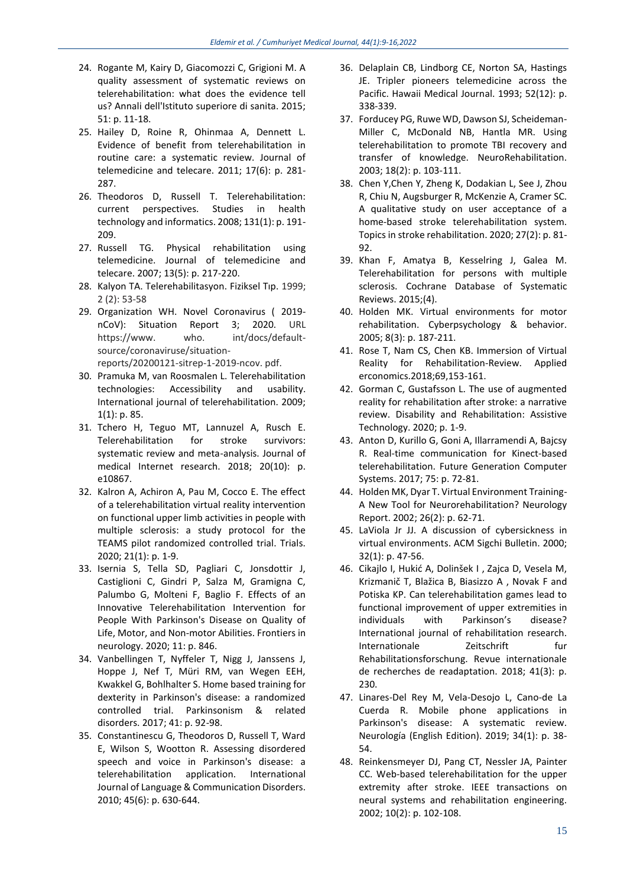24. Rogante M, Kairy D, Giacomozzi C, Grigioni M. A quality assessment of systematic reviews on telerehabilitation: what does the evidence tell us? Annali dell'Istituto superiore di sanita. 2015; 51: p. 11-18.
25. Hailey D, Roine R, Ohinmaa A, Dennett L. Evidence of benefit from telerehabilitation in routine care: a systematic review. Journal of telemedicine and telecare. 2011; 17(6): p. 281-287.
26. Theodoros D, Russell T. Telerehabilitation: current perspectives. Studies in health technology and informatics. 2008; 131(1): p. 191-209.
27. Russell TG. Physical rehabilitation using telemedicine. Journal of telemedicine and telecare. 2007; 13(5): p. 217-220.
28. Kalyon TA. Telerehabilitasyon. Fiziksel Tıp. 1999; 2 (2): 53-58
29. Organization WH. Novel Coronavirus ( 2019-nCoV): Situation Report 3; 2020. URL https://www. who. int/docs/default-source/coronaviruse/situation-reports/20200121-sitrep-1-2019-ncov. pdf.
30. Pramuka M, van Roosmalen L. Telerehabilitation technologies: Accessibility and usability. International journal of telerehabilitation. 2009; 1(1): p. 85.
31. Tchero H, Teguo MT, Lannuzel A, Rusch E. Telerehabilitation for stroke survivors: systematic review and meta-analysis. Journal of medical Internet research. 2018; 20(10): p. e10867.
32. Kalron A, Achiron A, Pau M, Cocco E. The effect of a telerehabilitation virtual reality intervention on functional upper limb activities in people with multiple sclerosis: a study protocol for the TEAMS pilot randomized controlled trial. Trials. 2020; 21(1): p. 1-9.
33. Isernia S, Tella SD, Pagliari C, Jonsdottir J, Castiglioni C, Gindri P, Salza M, Gramigna C, Palumbo G, Molteni F, Baglio F. Effects of an Innovative Telerehabilitation Intervention for People With Parkinson's Disease on Quality of Life, Motor, and Non-motor Abilities. Frontiers in neurology. 2020; 11: p. 846.
34. Vanbellingen T, Nyffeler T, Nigg J, Janssens J, Hoppe J, Nef T, Müri RM, van Wegen EEH, Kwakkel G, Bohlhalter S. Home based training for dexterity in Parkinson's disease: a randomized controlled trial. Parkinsonism & related disorders. 2017; 41: p. 92-98.
35. Constantinescu G, Theodoros D, Russell T, Ward E, Wilson S, Wootton R. Assessing disordered speech and voice in Parkinson's disease: a telerehabilitation application. International Journal of Language & Communication Disorders. 2010; 45(6): p. 630-644.
36. Delaplain CB, Lindborg CE, Norton SA, Hastings JE. Tripler pioneers telemedicine across the Pacific. Hawaii Medical Journal. 1993; 52(12): p. 338-339.
37. Forducey PG, Ruwe WD, Dawson SJ, Scheideman-Miller C, McDonald NB, Hantla MR. Using telerehabilitation to promote TBI recovery and transfer of knowledge. NeuroRehabilitation. 2003; 18(2): p. 103-111.
38. Chen Y,Chen Y, Zheng K, Dodakian L, See J, Zhou R, Chiu N, Augsburger R, McKenzie A, Cramer SC. A qualitative study on user acceptance of a home-based stroke telerehabilitation system. Topics in stroke rehabilitation. 2020; 27(2): p. 81-92.
39. Khan F, Amatya B, Kesselring J, Galea M. Telerehabilitation for persons with multiple sclerosis. Cochrane Database of Systematic Reviews. 2015;(4).
40. Holden MK. Virtual environments for motor rehabilitation. Cyberpsychology & behavior. 2005; 8(3): p. 187-211.
41. Rose T, Nam CS, Chen KB. Immersion of Virtual Reality for Rehabilitation-Review. Applied erconomics.2018;69,153-161.
42. Gorman C, Gustafsson L. The use of augmented reality for rehabilitation after stroke: a narrative review. Disability and Rehabilitation: Assistive Technology. 2020; p. 1-9.
43. Anton D, Kurillo G, Goni A, Illarramendi A, Bajcsy R. Real-time communication for Kinect-based telerehabilitation. Future Generation Computer Systems. 2017; 75: p. 72-81.
44. Holden MK, Dyar T. Virtual Environment Training-A New Tool for Neurorehabilitation? Neurology Report. 2002; 26(2): p. 62-71.
45. LaViola Jr JJ. A discussion of cybersickness in virtual environments. ACM Sigchi Bulletin. 2000; 32(1): p. 47-56.
46. Cikajlo I, Hukić A, Dolinšek I , Zajca D, Vesela M, Krizmanič T, Blažica B, Biasizzo A , Novak F and Potiska KP. Can telerehabilitation games lead to functional improvement of upper extremities in individuals with Parkinson's disease? International journal of rehabilitation research. Internationale Zeitschrift fur Rehabilitationsforschung. Revue internationale de recherches de readaptation. 2018; 41(3): p. 230.
47. Linares-Del Rey M, Vela-Desojo L, Cano-de La Cuerda R. Mobile phone applications in Parkinson's disease: A systematic review. Neurología (English Edition). 2019; 34(1): p. 38-54.
48. Reinkensmeyer DJ, Pang CT, Nessler JA, Painter CC. Web-based telerehabilitation for the upper extremity after stroke. IEEE transactions on neural systems and rehabilitation engineering. 2002; 10(2): p. 102-108.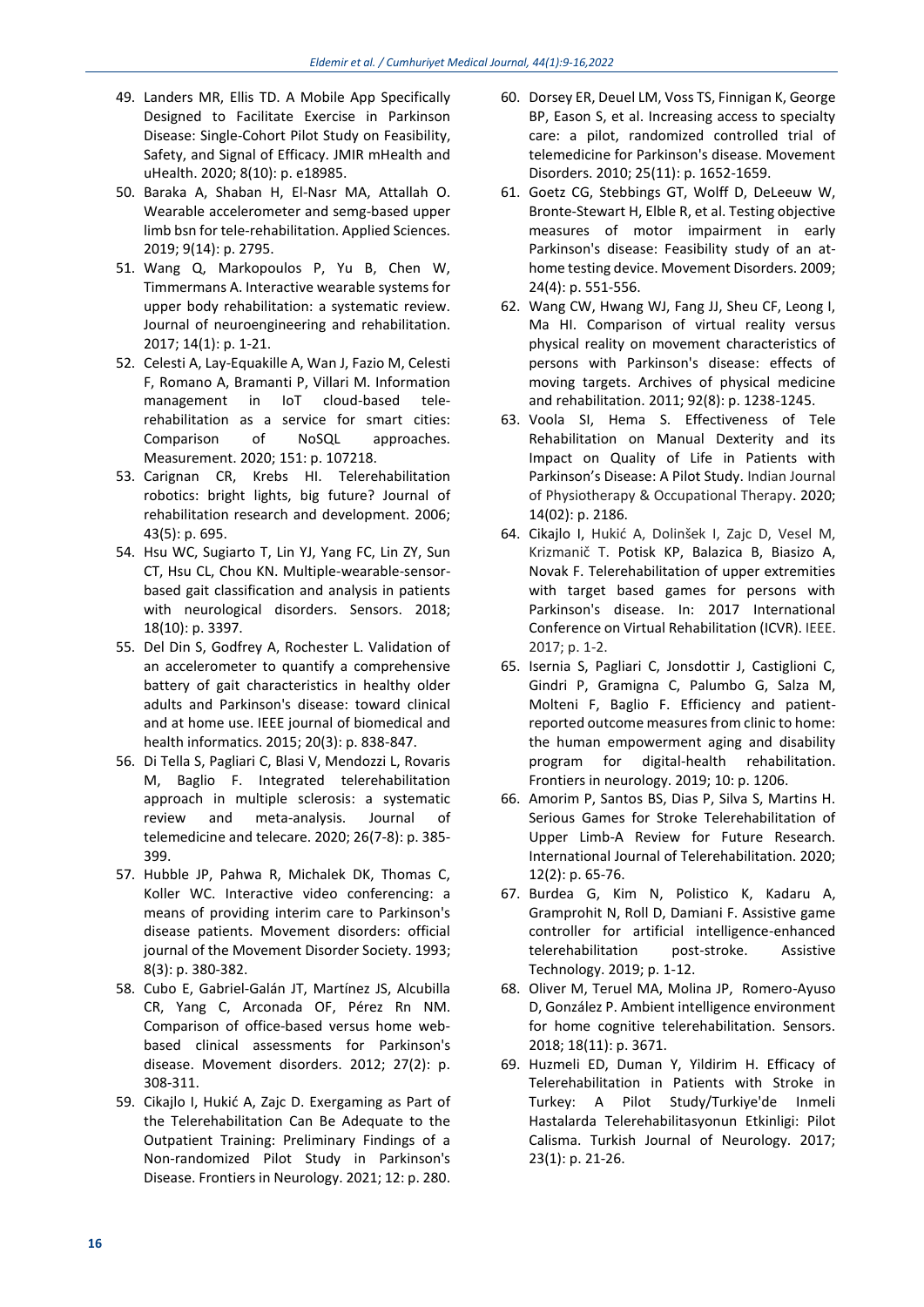49. Landers MR, Ellis TD. A Mobile App Specifically Designed to Facilitate Exercise in Parkinson Disease: Single-Cohort Pilot Study on Feasibility, Safety, and Signal of Efficacy. JMIR mHealth and uHealth. 2020; 8(10): p. e18985.
50. Baraka A, Shaban H, El-Nasr MA, Attallah O. Wearable accelerometer and semg-based upper limb bsn for tele-rehabilitation. Applied Sciences. 2019; 9(14): p. 2795.
51. Wang Q, Markopoulos P, Yu B, Chen W, Timmermans A. Interactive wearable systems for upper body rehabilitation: a systematic review. Journal of neuroengineering and rehabilitation. 2017; 14(1): p. 1-21.
52. Celesti A, Lay-Equakille A, Wan J, Fazio M, Celesti F, Romano A, Bramanti P, Villari M. Information management in IoT cloud-based tele-rehabilitation as a service for smart cities: Comparison of NoSQL approaches. Measurement. 2020; 151: p. 107218.
53. Carignan CR, Krebs HI. Telerehabilitation robotics: bright lights, big future? Journal of rehabilitation research and development. 2006; 43(5): p. 695.
54. Hsu WC, Sugiarto T, Lin YJ, Yang FC, Lin ZY, Sun CT, Hsu CL, Chou KN. Multiple-wearable-sensor-based gait classification and analysis in patients with neurological disorders. Sensors. 2018; 18(10): p. 3397.
55. Del Din S, Godfrey A, Rochester L. Validation of an accelerometer to quantify a comprehensive battery of gait characteristics in healthy older adults and Parkinson's disease: toward clinical and at home use. IEEE journal of biomedical and health informatics. 2015; 20(3): p. 838-847.
56. Di Tella S, Pagliari C, Blasi V, Mendozzi L, Rovaris M, Baglio F. Integrated telerehabilitation approach in multiple sclerosis: a systematic review and meta-analysis. Journal of telemedicine and telecare. 2020; 26(7-8): p. 385-399.
57. Hubble JP, Pahwa R, Michalek DK, Thomas C, Koller WC. Interactive video conferencing: a means of providing interim care to Parkinson's disease patients. Movement disorders: official journal of the Movement Disorder Society. 1993; 8(3): p. 380-382.
58. Cubo E, Gabriel-Galán JT, Martínez JS, Alcubilla CR, Yang C, Arconada OF, Pérez Rn NM. Comparison of office-based versus home web-based clinical assessments for Parkinson's disease. Movement disorders. 2012; 27(2): p. 308-311.
59. Cikajlo I, Hukić A, Zajc D. Exergaming as Part of the Telerehabilitation Can Be Adequate to the Outpatient Training: Preliminary Findings of a Non-randomized Pilot Study in Parkinson's Disease. Frontiers in Neurology. 2021; 12: p. 280.
60. Dorsey ER, Deuel LM, Voss TS, Finnigan K, George BP, Eason S, et al. Increasing access to specialty care: a pilot, randomized controlled trial of telemedicine for Parkinson's disease. Movement Disorders. 2010; 25(11): p. 1652-1659.
61. Goetz CG, Stebbings GT, Wolff D, DeLeeuw W, Bronte-Stewart H, Elble R, et al. Testing objective measures of motor impairment in early Parkinson's disease: Feasibility study of an at-home testing device. Movement Disorders. 2009; 24(4): p. 551-556.
62. Wang CW, Hwang WJ, Fang JJ, Sheu CF, Leong I, Ma HI. Comparison of virtual reality versus physical reality on movement characteristics of persons with Parkinson's disease: effects of moving targets. Archives of physical medicine and rehabilitation. 2011; 92(8): p. 1238-1245.
63. Voola SI, Hema S. Effectiveness of Tele Rehabilitation on Manual Dexterity and its Impact on Quality of Life in Patients with Parkinson's Disease: A Pilot Study. Indian Journal of Physiotherapy & Occupational Therapy. 2020; 14(02): p. 2186.
64. Cikajlo I, Hukić A, Dolinšek I, Zajc D, Vesel M, Krizmanič T. Potisk KP, Balazica B, Biasizo A, Novak F. Telerehabilitation of upper extremities with target based games for persons with Parkinson's disease. In: 2017 International Conference on Virtual Rehabilitation (ICVR). IEEE. 2017; p. 1-2.
65. Isernia S, Pagliari C, Jonsdottir J, Castiglioni C, Gindri P, Gramigna C, Palumbo G, Salza M, Molteni F, Baglio F. Efficiency and patient-reported outcome measures from clinic to home: the human empowerment aging and disability program for digital-health rehabilitation. Frontiers in neurology. 2019; 10: p. 1206.
66. Amorim P, Santos BS, Dias P, Silva S, Martins H. Serious Games for Stroke Telerehabilitation of Upper Limb-A Review for Future Research. International Journal of Telerehabilitation. 2020; 12(2): p. 65-76.
67. Burdea G, Kim N, Polistico K, Kadaru A, Gramprohit N, Roll D, Damiani F. Assistive game controller for artificial intelligence-enhanced telerehabilitation post-stroke. Assistive Technology. 2019; p. 1-12.
68. Oliver M, Teruel MA, Molina JP, Romero-Ayuso D, González P. Ambient intelligence environment for home cognitive telerehabilitation. Sensors. 2018; 18(11): p. 3671.
69. Huzmeli ED, Duman Y, Yildirim H. Efficacy of Telerehabilitation in Patients with Stroke in Turkey: A Pilot Study/Turkiye'de Inmeli Hastalarda Telerehabilitasyonun Etkinligi: Pilot Calisma. Turkish Journal of Neurology. 2017; 23(1): p. 21-26.